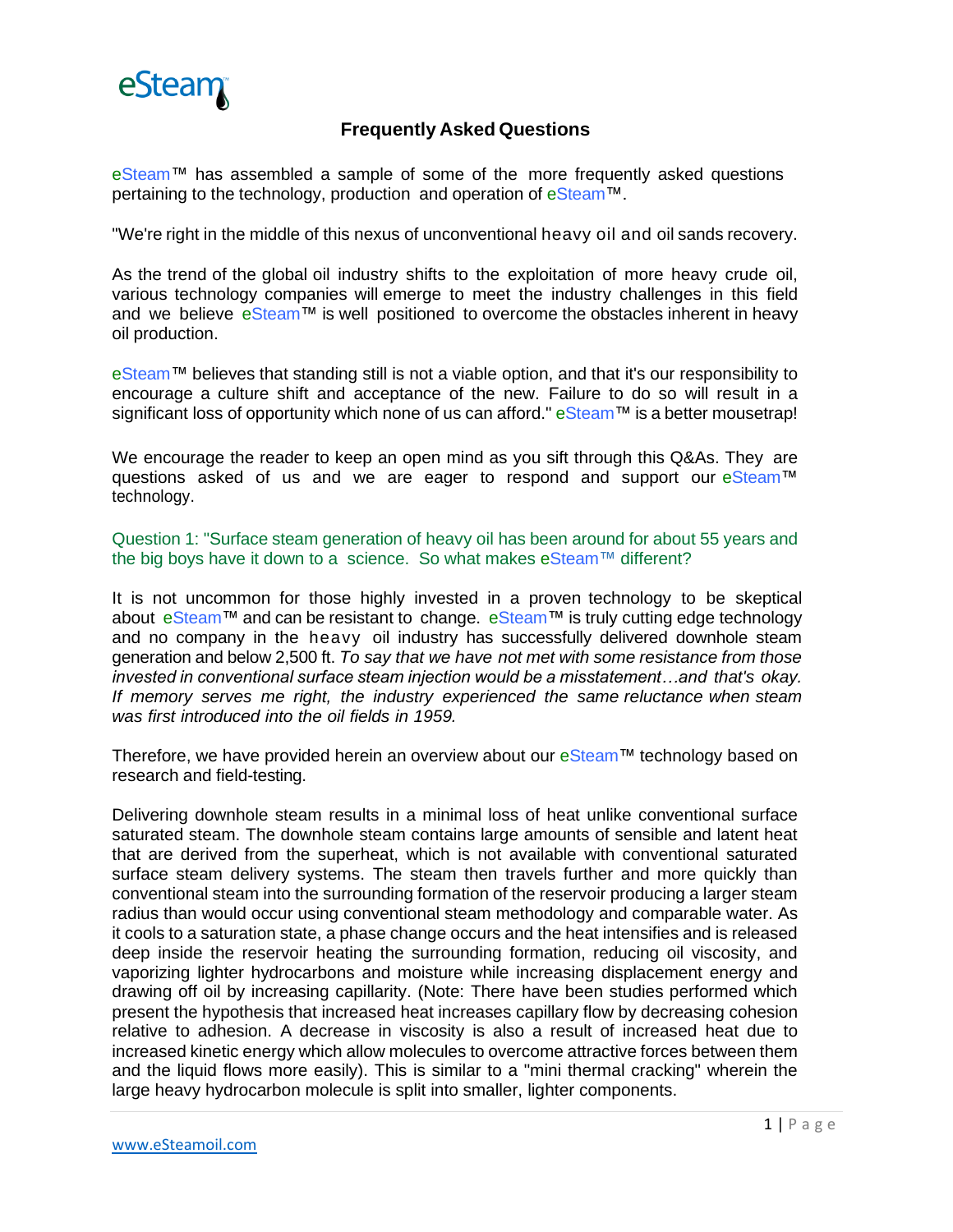eSteam

# Frequently Asked Questions

eSteam™ has assembled a sample of some of the more frequently asked questions pertaining to the technology, production and operation of eSteam™.

"We're right in the middle of this nexus of unconventional heavy oil and oil sands recovery.

As the trend of the global oil industry shifts to the exploitation of more heavy crude oil, various technology companies will emerge to meet the industry challenges in this field and we believe eSteam™ is well positioned to overcome the obstacles inherent in heavy oil production.

eSteam™ believes that standing still is not a viable option, and that it's our responsibility to encourage a culture shift and acceptance of the new. Failure to do so will result in a significant loss of opportunity which none of us can afford." eSteam™ is a better mousetrap!

We encourage the reader to keep an open mind as you sift through this Q&As. They are questions asked of us and we are eager to respond and support our eSteam™ technology.

Question 1: "Surface steam generation of heavy oil has been around for about 55 years and the big boys have it down to a science. So what makes eSteam™ different?

It is not uncommon for those highly invested in a proven technology to be skeptical about eSteam™ and can be resistant to change. eSteam™ is truly cutting edge technology and no company in the heavy oil industry has successfully delivered downhole steam generation and below 2,500 ft. *To say that we have not met with some resistance from those invested in conventional surface steam injection would be a misstatement…and that's okay. If memory serves me right, the industry experienced the same reluctance when steam was first introduced into the oil fields in 1959.*

Therefore, we have provided herein an overview about our eSteam™ technology based on research and field-testing.

Delivering downhole steam results in a minimal loss of heat unlike conventional surface saturated steam. The downhole steam contains large amounts of sensible and latent heat that are derived from the superheat, which is not available with conventional saturated surface steam delivery systems. The steam then travels further and more quickly than conventional steam into the surrounding formation of the reservoir producing a larger steam radius than would occur using conventional steam methodology and comparable water. As it cools to a saturation state, a phase change occurs and the heat intensifies and is released deep inside the reservoir heating the surrounding formation, reducing oil viscosity, and vaporizing lighter hydrocarbons and moisture while increasing displacement energy and drawing off oil by increasing capillarity. (Note: There have been studies performed which present the hypothesis that increased heat increases capillary flow by decreasing cohesion relative to adhesion. A decrease in viscosity is also a result of increased heat due to increased kinetic energy which allow molecules to overcome attractive forces between them and the liquid flows more easily). This is similar to a "mini thermal cracking" wherein the large heavy hydrocarbon molecule is split into smaller, lighter components.

www.eSteamoil.com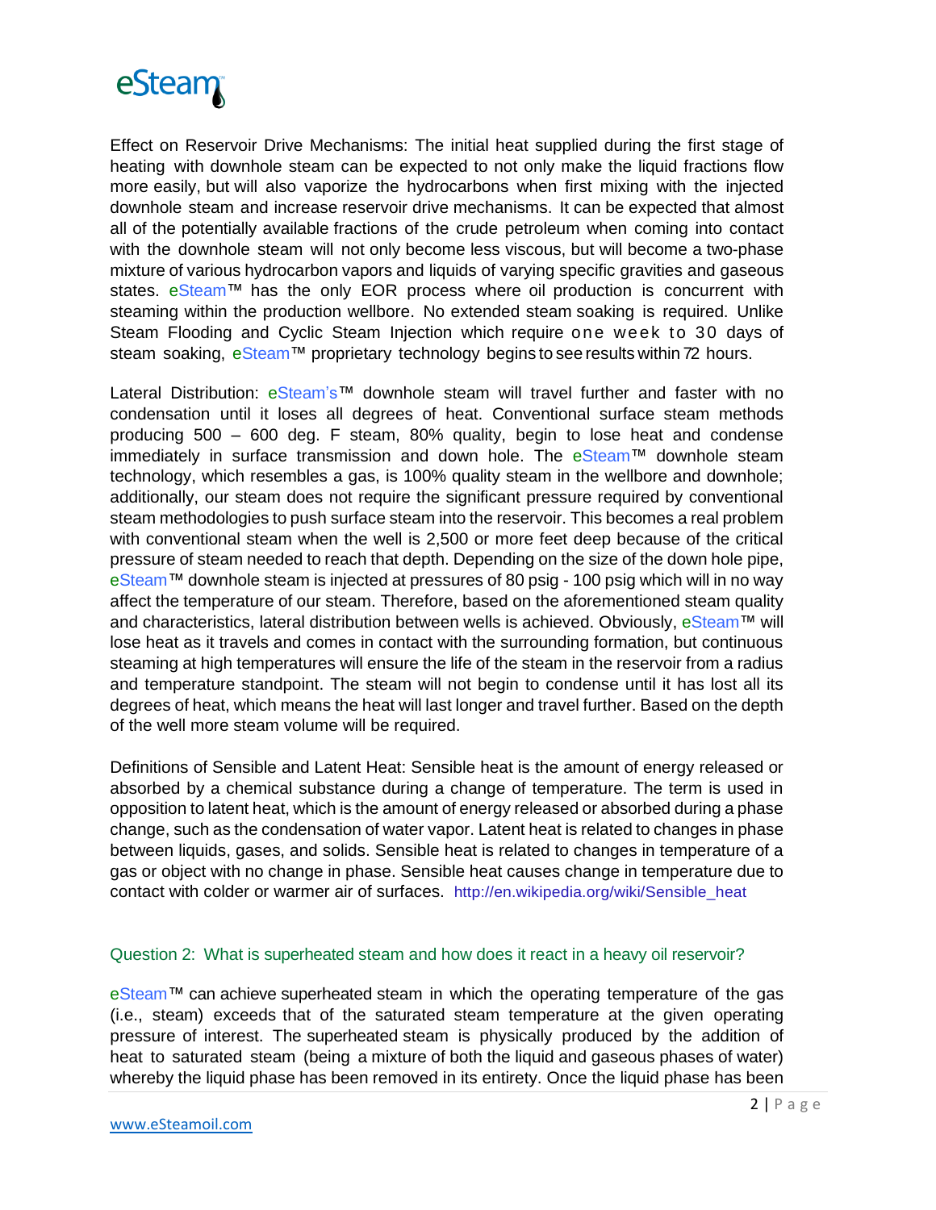Effect on Reservoir Drive Mechanisms: The initial heat supplied during the first stage of heating with downhole steam can be expected to not only make the liquid fractions flow more easily, but will also vaporize the hydrocarbons when first mixing with the injected downhole steam and increase reservoir drive mechanisms. It can be expected that almost all of the potentially available fractions of the crude petroleum when coming into contact with the downhole steam will not only become less viscous, but will become a two-phase mixture of various hydrocarbon vapors and liquids of varying specific gravities and gaseous states. eSteam™ has the only EOR process where oil production is concurrent with steaming within the production wellbore. No extended steam soaking is required. Unlike Steam Flooding and Cyclic Steam Injection which require one week to 30 days of steam soaking, eSteam™ proprietary technology begins to see results within 72 hours.

Lateral Distribution: eSteam's™ downhole steam will travel further and faster with no condensation until it loses all degrees of heat. Conventional surface steam methods producing 500 – 600 deg. F steam, 80% quality, begin to lose heat and condense immediately in surface transmission and down hole. The eSteam™ downhole steam technology, which resembles a gas, is 100% quality steam in the wellbore and downhole; additionally, our steam does not require the significant pressure required by conventional steam methodologies to push surface steam into the reservoir. This becomes a real problem with conventional steam when the well is 2,500 or more feet deep because of the critical pressure of steam needed to reach that depth. Depending on the size of the down hole pipe, eSteam™ downhole steam is injected at pressures of 80 psig - 100 psig which will in no way affect the temperature of our steam. Therefore, based on the aforementioned steam quality and characteristics, lateral distribution between wells is achieved. Obviously, eSteam™ will lose heat as it travels and comes in contact with the surrounding formation, but continuous steaming at high temperatures will ensure the life of the steam in the reservoir from a radius and temperature standpoint. The steam will not begin to condense until it has lost all its degrees of heat, which means the heat will last longer and travel further. Based on the depth of the well more steam volume will be required.

Definitions of Sensible and Latent Heat: Sensible heat is the amount of energy released or absorbed by a chemical substance during a change of temperature. The term is used in opposition to latent heat, which is the amount of energy released or absorbed during a phase change, such as the condensation of water vapor. Latent heat is related to changes in phase between liquids, gases, and solids. Sensible heat is related to changes in temperature of a gas or object with no change in phase. Sensible heat causes change in temperature due to contact with colder or warmer air of surfaces. http://en.wikipedia.org/wiki/Sensible_heat

## Question 2: What is superheated steam and how does it react in a heavy oil reservoir?

eSteam™ can achieve superheated steam in which the operating temperature of the gas (i.e., steam) exceeds that of the saturated steam temperature at the given operating pressure of interest. The superheated steam is physically produced by the addition of heat to saturated steam (being a mixture of both the liquid and gaseous phases of water) whereby the liquid phase has been removed in its entirety. Once the liquid phase has been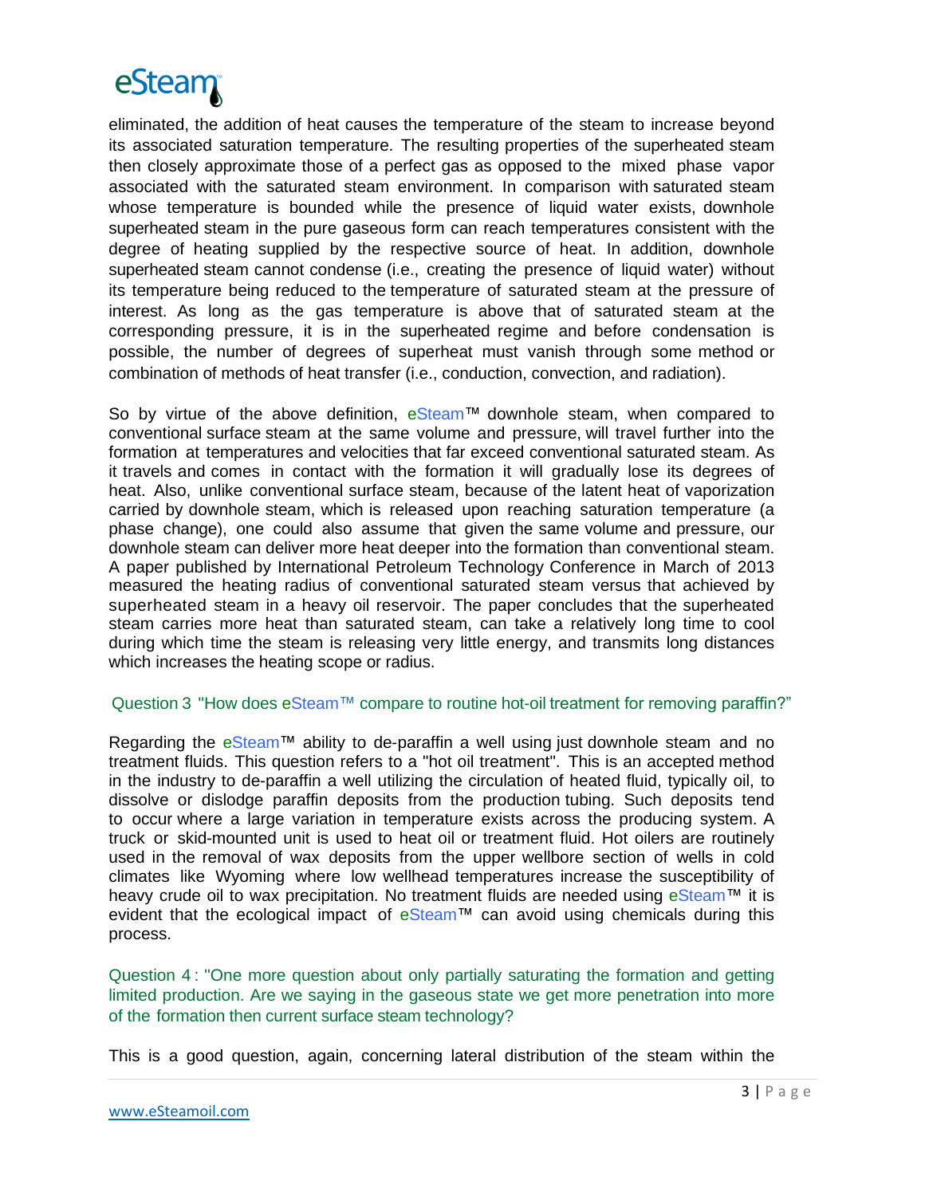eliminated, the addition of heat causes the temperature of the steam to increase beyond its associated saturation temperature. The resulting properties of the superheated steam then closely approximate those of a perfect gas as opposed to the mixed phase vapor associated with the saturated steam environment. In comparison with saturated steam whose temperature is bounded while the presence of liquid water exists, downhole superheated steam in the pure gaseous form can reach temperatures consistent with the degree of heating supplied by the respective source of heat. In addition, downhole superheated steam cannot condense (i.e., creating the presence of liquid water) without its temperature being reduced to the temperature of saturated steam at the pressure of interest. As long as the gas temperature is above that of saturated steam at the corresponding pressure, it is in the superheated regime and before condensation is possible, the number of degrees of superheat must vanish through some method or combination of methods of heat transfer (i.e., conduction, convection, and radiation).

So by virtue of the above definition, eSteam™ downhole steam, when compared to conventional surface steam at the same volume and pressure, will travel further into the formation at temperatures and velocities that far exceed conventional saturated steam. As it travels and comes in contact with the formation it will gradually lose its degrees of heat. Also, unlike conventional surface steam, because of the latent heat of vaporization carried by downhole steam, which is released upon reaching saturation temperature (a phase change), one could also assume that given the same volume and pressure, our downhole steam can deliver more heat deeper into the formation than conventional steam. A paper published by International Petroleum Technology Conference in March of 2013 measured the heating radius of conventional saturated steam versus that achieved by superheated steam in a heavy oil reservoir. The paper concludes that the superheated steam carries more heat than saturated steam, can take a relatively long time to cool during which time the steam is releasing very little energy, and transmits long distances which increases the heating scope or radius.

### Question 3 "How does eSteam™ compare to routine hot-oil treatment for removing paraffin?"

Regarding the eSteam™ ability to de-paraffin a well using just downhole steam and no treatment fluids. This question refers to a "hot oil treatment". This is an accepted method in the industry to de-paraffin a well utilizing the circulation of heated fluid, typically oil, to dissolve or dislodge paraffin deposits from the production tubing. Such deposits tend to occur where a large variation in temperature exists across the producing system. A truck or skid-mounted unit is used to heat oil or treatment fluid. Hot oilers are routinely used in the removal of wax deposits from the upper wellbore section of wells in cold climates like Wyoming where low wellhead temperatures increase the susceptibility of heavy crude oil to wax precipitation. No treatment fluids are needed using eSteam™ it is evident that the ecological impact of eSteam™ can avoid using chemicals during this process.

### Question 4 : "One more question about only partially saturating the formation and getting limited production. Are we saying in the gaseous state we get more penetration into more of the formation then current surface steam technology?

This is a good question, again, concerning lateral distribution of the steam within the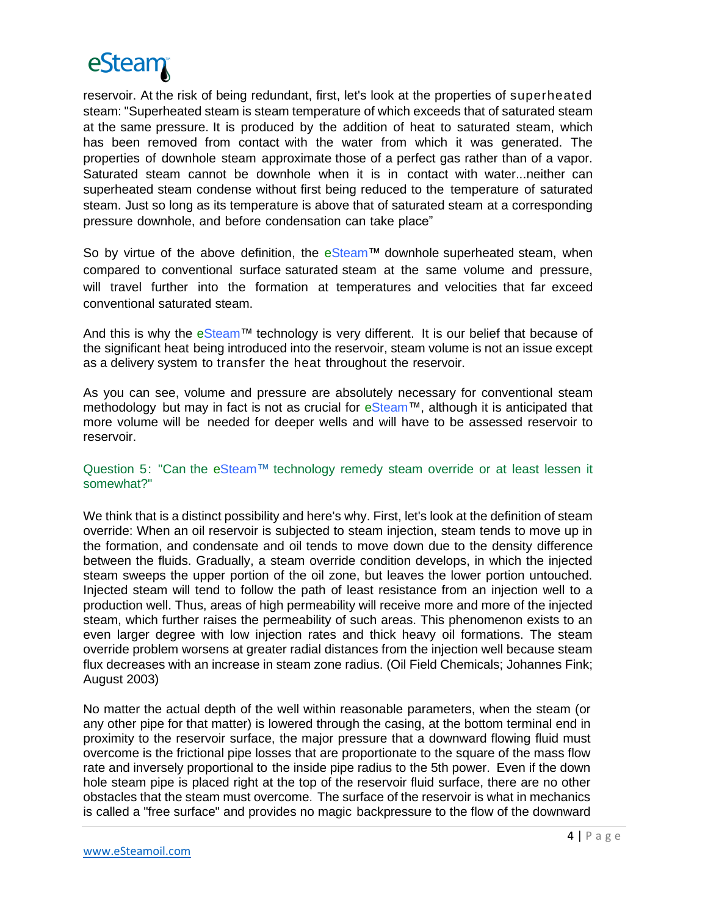reservoir. At the risk of being redundant, first, let's look at the properties of superheated steam: "Superheated steam is steam temperature of which exceeds that of saturated steam at the same pressure. It is produced by the addition of heat to saturated steam, which has been removed from contact with the water from which it was generated. The properties of downhole steam approximate those of a perfect gas rather than of a vapor. Saturated steam cannot be downhole when it is in contact with water...neither can superheated steam condense without first being reduced to the temperature of saturated steam. Just so long as its temperature is above that of saturated steam at a corresponding pressure downhole, and before condensation can take place"

So by virtue of the above definition, the eSteam™ downhole superheated steam, when compared to conventional surface saturated steam at the same volume and pressure, will travel further into the formation at temperatures and velocities that far exceed conventional saturated steam.

And this is why the eSteam™ technology is very different. It is our belief that because of the significant heat being introduced into the reservoir, steam volume is not an issue except as a delivery system to transfer the heat throughout the reservoir.

As you can see, volume and pressure are absolutely necessary for conventional steam methodology but may in fact is not as crucial for eSteam™, although it is anticipated that more volume will be needed for deeper wells and will have to be assessed reservoir to reservoir.

### Question 5: "Can the eSteam™ technology remedy steam override or at least lessen it somewhat?"

We think that is a distinct possibility and here's why. First, let's look at the definition of steam override: When an oil reservoir is subjected to steam injection, steam tends to move up in the formation, and condensate and oil tends to move down due to the density difference between the fluids. Gradually, a steam override condition develops, in which the injected steam sweeps the upper portion of the oil zone, but leaves the lower portion untouched. Injected steam will tend to follow the path of least resistance from an injection well to a production well. Thus, areas of high permeability will receive more and more of the injected steam, which further raises the permeability of such areas. This phenomenon exists to an even larger degree with low injection rates and thick heavy oil formations. The steam override problem worsens at greater radial distances from the injection well because steam flux decreases with an increase in steam zone radius. (Oil Field Chemicals; Johannes Fink; August 2003)

No matter the actual depth of the well within reasonable parameters, when the steam (or any other pipe for that matter) is lowered through the casing, at the bottom terminal end in proximity to the reservoir surface, the major pressure that a downward flowing fluid must overcome is the frictional pipe losses that are proportionate to the square of the mass flow rate and inversely proportional to the inside pipe radius to the 5th power. Even if the down hole steam pipe is placed right at the top of the reservoir fluid surface, there are no other obstacles that the steam must overcome. The surface of the reservoir is what in mechanics is called a "free surface" and provides no magic backpressure to the flow of the downward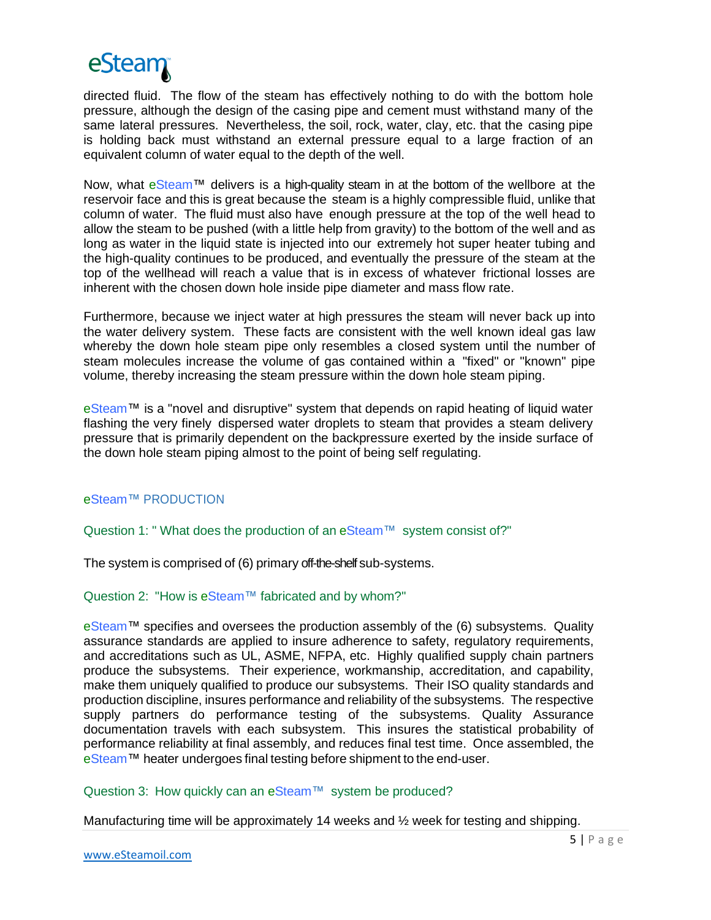directed fluid. The flow of the steam has effectively nothing to do with the bottom hole pressure, although the design of the casing pipe and cement must withstand many of the same lateral pressures. Nevertheless, the soil, rock, water, clay, etc. that the casing pipe is holding back must withstand an external pressure equal to a large fraction of an equivalent column of water equal to the depth of the well.

Now, what eSteam™ delivers is a high-quality steam in at the bottom of the wellbore at the reservoir face and this is great because the steam is a highly compressible fluid, unlike that column of water. The fluid must also have enough pressure at the top of the well head to allow the steam to be pushed (with a little help from gravity) to the bottom of the well and as long as water in the liquid state is injected into our extremely hot super heater tubing and the high-quality continues to be produced, and eventually the pressure of the steam at the top of the wellhead will reach a value that is in excess of whatever frictional losses are inherent with the chosen down hole inside pipe diameter and mass flow rate.

Furthermore, because we inject water at high pressures the steam will never back up into the water delivery system. These facts are consistent with the well known ideal gas law whereby the down hole steam pipe only resembles a closed system until the number of steam molecules increase the volume of gas contained within a "fixed" or "known" pipe volume, thereby increasing the steam pressure within the down hole steam piping.

eSteam™ is a "novel and disruptive" system that depends on rapid heating of liquid water flashing the very finely dispersed water droplets to steam that provides a steam delivery pressure that is primarily dependent on the backpressure exerted by the inside surface of the down hole steam piping almost to the point of being self regulating.

## eSteam™ PRODUCTION

### Question 1: " What does the production of an eSteam™ system consist of?"

The system is comprised of (6) primary off-the-shelf sub-systems.

### Question 2: "How is eSteam™ fabricated and by whom?"

eSteam™ specifies and oversees the production assembly of the (6) subsystems. Quality assurance standards are applied to insure adherence to safety, regulatory requirements, and accreditations such as UL, ASME, NFPA, etc. Highly qualified supply chain partners produce the subsystems. Their experience, workmanship, accreditation, and capability, make them uniquely qualified to produce our subsystems. Their ISO quality standards and production discipline, insures performance and reliability of the subsystems. The respective supply partners do performance testing of the subsystems. Quality Assurance documentation travels with each subsystem. This insures the statistical probability of performance reliability at final assembly, and reduces final test time. Once assembled, the eSteam™ heater undergoes final testing before shipment to the end-user.

### Question 3: How quickly can an eSteam™ system be produced?

Manufacturing time will be approximately 14 weeks and ½ week for testing and shipping.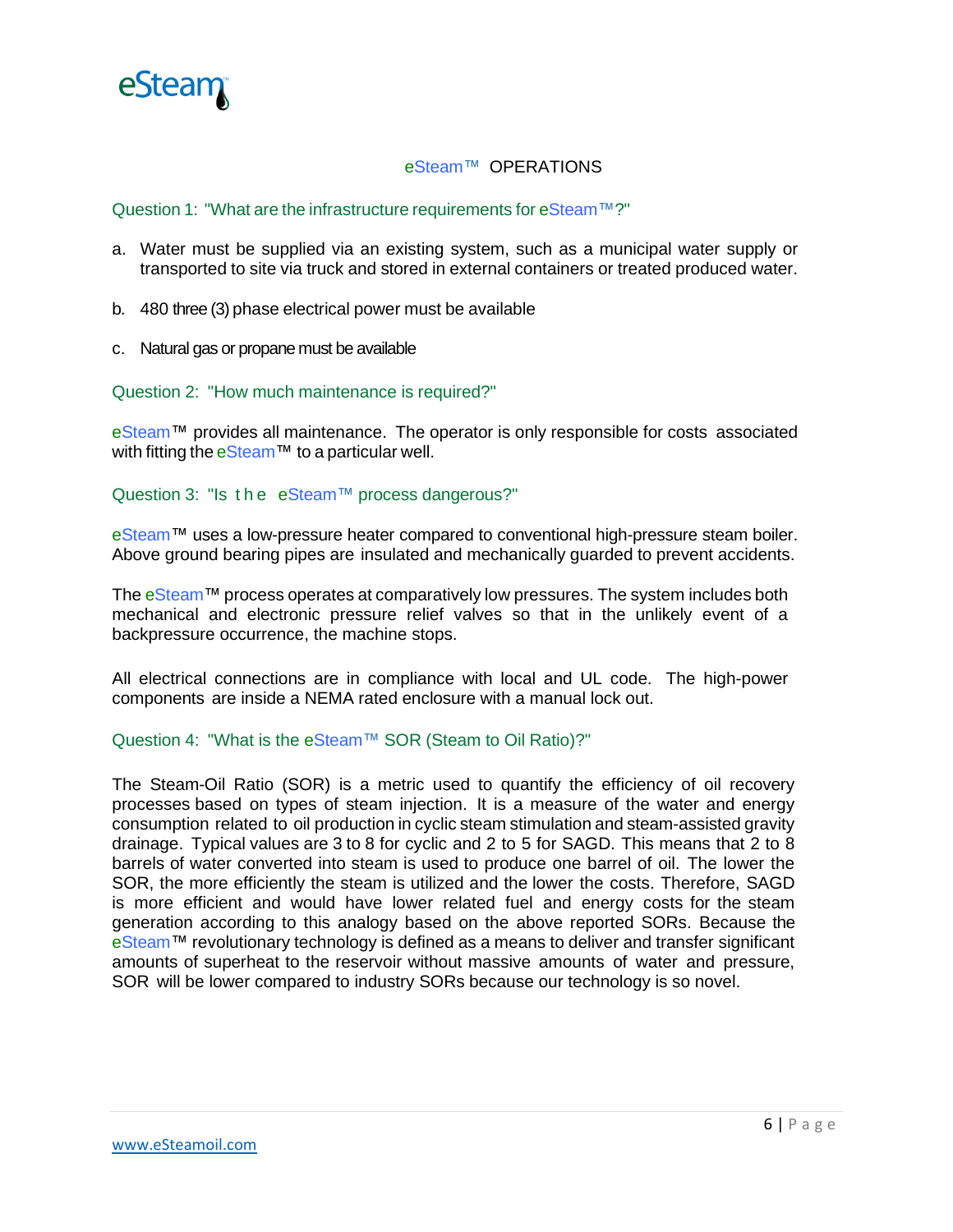## eSteam™ OPERATIONS

### Question 1: "What are the infrastructure requirements for eSteam™?"

a. Water must be supplied via an existing system, such as a municipal water supply or transported to site via truck and stored in external containers or treated produced water.

b. 480 three (3) phase electrical power must be available

c. Natural gas or propane must be available

### Question 2: "How much maintenance is required?"

eSteam™ provides all maintenance. The operator is only responsible for costs associated with fitting the eSteam™ to a particular well.

### Question 3: "Is the eSteam™ process dangerous?"

eSteam™ uses a low-pressure heater compared to conventional high-pressure steam boiler. Above ground bearing pipes are insulated and mechanically guarded to prevent accidents.

The eSteam™ process operates at comparatively low pressures. The system includes both mechanical and electronic pressure relief valves so that in the unlikely event of a backpressure occurrence, the machine stops.

All electrical connections are in compliance with local and UL code. The high-power components are inside a NEMA rated enclosure with a manual lock out.

### Question 4: "What is the eSteam™ SOR (Steam to Oil Ratio)?"

The Steam-Oil Ratio (SOR) is a metric used to quantify the efficiency of oil recovery processes based on types of steam injection. It is a measure of the water and energy consumption related to oil production in cyclic steam stimulation and steam-assisted gravity drainage. Typical values are 3 to 8 for cyclic and 2 to 5 for SAGD. This means that 2 to 8 barrels of water converted into steam is used to produce one barrel of oil. The lower the SOR, the more efficiently the steam is utilized and the lower the costs. Therefore, SAGD is more efficient and would have lower related fuel and energy costs for the steam generation according to this analogy based on the above reported SORs. Because the eSteam™ revolutionary technology is defined as a means to deliver and transfer significant amounts of superheat to the reservoir without massive amounts of water and pressure, SOR will be lower compared to industry SORs because our technology is so novel.

www.eSteamoil.com